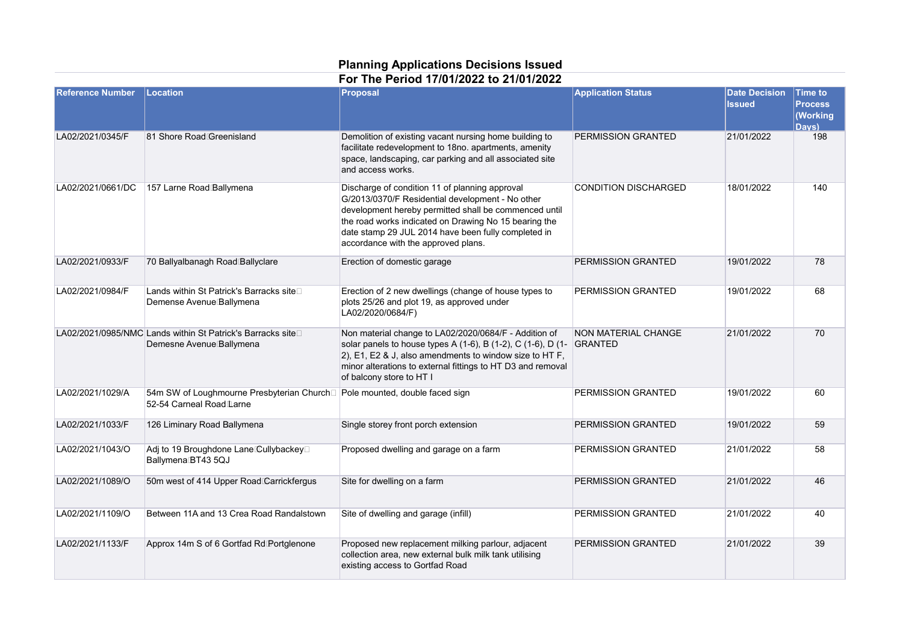# Planning Applications Decisions Issued

## For The Period 17/01/2022 to 21/01/2022

| Reference Number | Location | Proposal | Application Status | Date Decision Issued | Time to Process (Working Days) |
|---|---|---|---|---|---|
| LA02/2021/0345/F | 81 Shore Road Greenisland | Demolition of existing vacant nursing home building to facilitate redevelopment to 18no. apartments, amenity space, landscaping, car parking and all associated site and access works. | PERMISSION GRANTED | 21/01/2022 | 198 |
| LA02/2021/0661/DC | 157 Larne Road Ballymena | Discharge of condition 11 of planning approval G/2013/0370/F Residential development - No other development hereby permitted shall be commenced until the road works indicated on Drawing No 15 bearing the date stamp 29 JUL 2014 have been fully completed in accordance with the approved plans. | CONDITION DISCHARGED | 18/01/2022 | 140 |
| LA02/2021/0933/F | 70 Ballyalbanagh Road Ballyclare | Erection of domestic garage | PERMISSION GRANTED | 19/01/2022 | 78 |
| LA02/2021/0984/F | Lands within St Patrick's Barracks site Demense Avenue Ballymena | Erection of 2 new dwellings (change of house types to plots 25/26 and plot 19, as approved under LA02/2020/0684/F) | PERMISSION GRANTED | 19/01/2022 | 68 |
| LA02/2021/0985/NMC | Lands within St Patrick's Barracks site Demesne Avenue Ballymena | Non material change to LA02/2020/0684/F - Addition of solar panels to house types A (1-6), B (1-2), C (1-6), D (1-2), E1, E2 & J, also amendments to window size to HT F, minor alterations to external fittings to HT D3 and removal of balcony store to HT I | NON MATERIAL CHANGE GRANTED | 21/01/2022 | 70 |
| LA02/2021/1029/A | 54m SW of Loughmourne Presbyterian Church 52-54 Carneal Road Larne | Pole mounted, double faced sign | PERMISSION GRANTED | 19/01/2022 | 60 |
| LA02/2021/1033/F | 126 Liminary Road Ballymena | Single storey front porch extension | PERMISSION GRANTED | 19/01/2022 | 59 |
| LA02/2021/1043/O | Adj to 19 Broughdone Lane Cullybackey Ballymena BT43 5QJ | Proposed dwelling and garage on a farm | PERMISSION GRANTED | 21/01/2022 | 58 |
| LA02/2021/1089/O | 50m west of 414 Upper Road Carrickfergus | Site for dwelling on a farm | PERMISSION GRANTED | 21/01/2022 | 46 |
| LA02/2021/1109/O | Between 11A and 13 Crea Road Randalstown | Site of dwelling and garage (infill) | PERMISSION GRANTED | 21/01/2022 | 40 |
| LA02/2021/1133/F | Approx 14m S of 6 Gortfad Rd Portglenone | Proposed new replacement milking parlour, adjacent collection area, new external bulk milk tank utilising existing access to Gortfad Road | PERMISSION GRANTED | 21/01/2022 | 39 |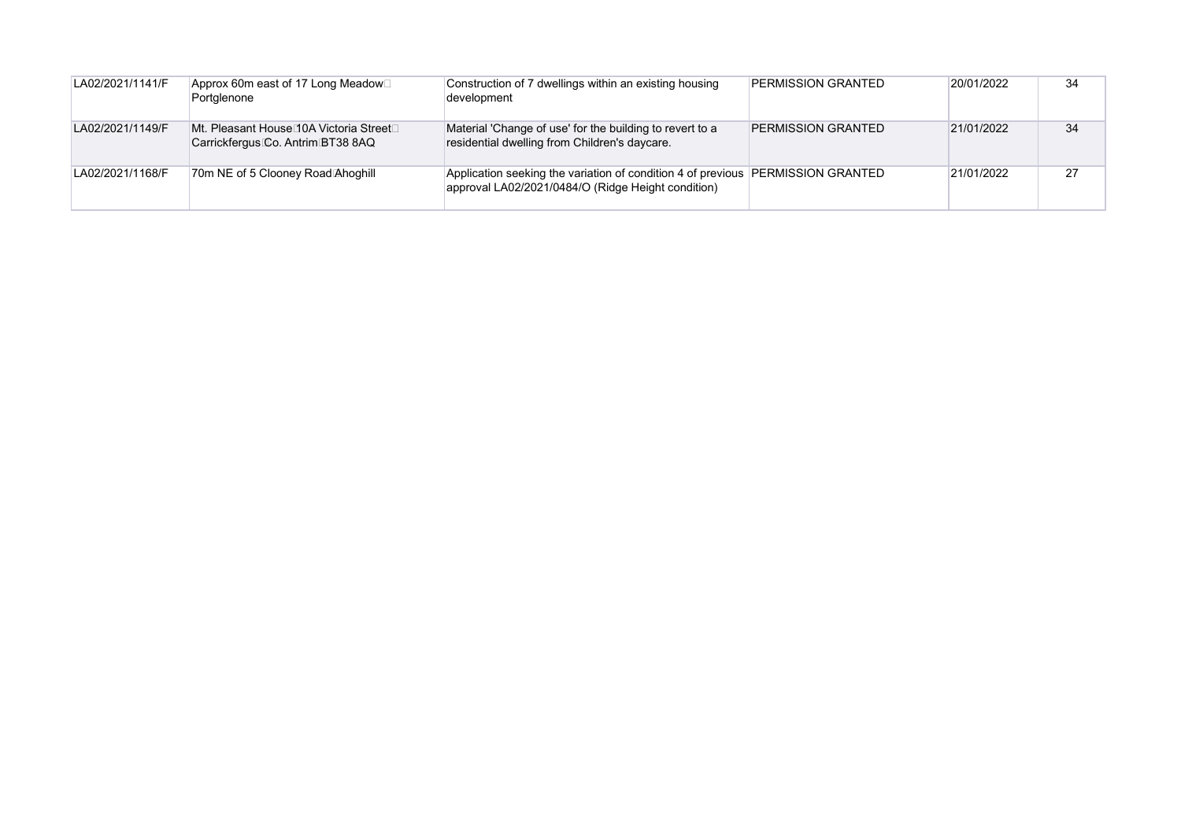| | | | | | |
|---|---|---|---|---|---|
| LA02/2021/1141/F | Approx 60m east of 17 Long Meadow Portglenone | Construction of 7 dwellings within an existing housing development | PERMISSION GRANTED | 20/01/2022 | 34 |
| LA02/2021/1149/F | Mt. Pleasant House 10A Victoria Street Carrickfergus Co. Antrim BT38 8AQ | Material 'Change of use' for the building to revert to a residential dwelling from Children's daycare. | PERMISSION GRANTED | 21/01/2022 | 34 |
| LA02/2021/1168/F | 70m NE of 5 Clooney Road Ahoghill | Application seeking the variation of condition 4 of previous approval LA02/2021/0484/O (Ridge Height condition) | PERMISSION GRANTED | 21/01/2022 | 27 |